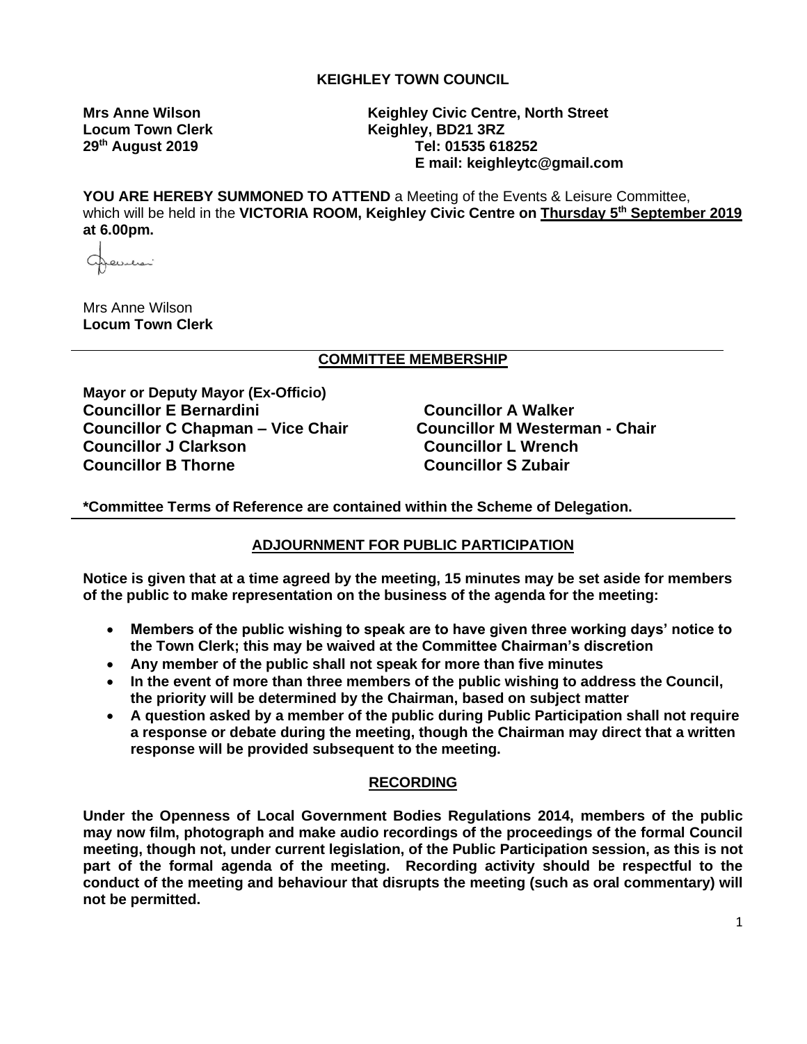## KEIGHLEY TOWN COUNCIL

**Mrs Anne Wilson**
**Locum Town Clerk**
**29th August 2019**

**Keighley Civic Centre, North Street**
**Keighley, BD21 3RZ**
**Tel: 01535 618252**
**E mail: keighleytc@gmail.com**

**YOU ARE HEREBY SUMMONED TO ATTEND** a Meeting of the Events & Leisure Committee, which will be held in the **VICTORIA ROOM, Keighley Civic Centre on Thursday 5th September 2019 at 6.00pm.**

Mrs Anne Wilson
**Locum Town Clerk**

---

### COMMITTEE MEMBERSHIP

**Mayor or Deputy Mayor (Ex-Officio)**
**Councillor E Bernardini**
**Councillor C Chapman – Vice Chair**
**Councillor J Clarkson**
**Councillor B Thorne**
**Councillor A Walker**
**Councillor M Westerman - Chair**
**Councillor L Wrench**
**Councillor S Zubair**

**\*Committee Terms of Reference are contained within the Scheme of Delegation.**

---

### ADJOURNMENT FOR PUBLIC PARTICIPATION

**Notice is given that at a time agreed by the meeting, 15 minutes may be set aside for members of the public to make representation on the business of the agenda for the meeting:**

- **Members of the public wishing to speak are to have given three working days' notice to the Town Clerk; this may be waived at the Committee Chairman's discretion**
- **Any member of the public shall not speak for more than five minutes**
- **In the event of more than three members of the public wishing to address the Council, the priority will be determined by the Chairman, based on subject matter**
- **A question asked by a member of the public during Public Participation shall not require a response or debate during the meeting, though the Chairman may direct that a written response will be provided subsequent to the meeting.**

### RECORDING

**Under the Openness of Local Government Bodies Regulations 2014, members of the public may now film, photograph and make audio recordings of the proceedings of the formal Council meeting, though not, under current legislation, of the Public Participation session, as this is not part of the formal agenda of the meeting. Recording activity should be respectful to the conduct of the meeting and behaviour that disrupts the meeting (such as oral commentary) will not be permitted.**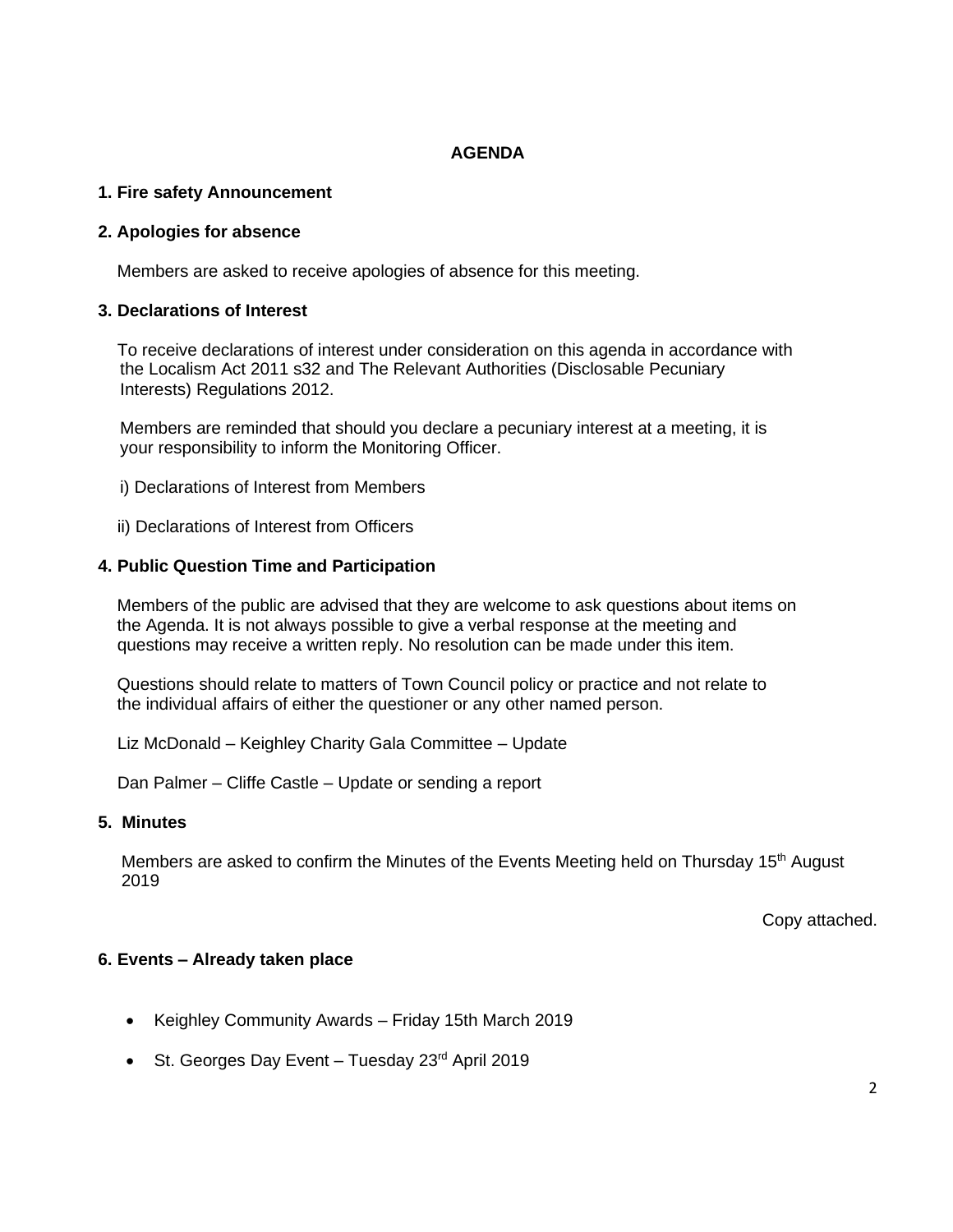## AGENDA

### 1. Fire safety Announcement

### 2. Apologies for absence

Members are asked to receive apologies of absence for this meeting.

### 3. Declarations of Interest

To receive declarations of interest under consideration on this agenda in accordance with the Localism Act 2011 s32 and The Relevant Authorities (Disclosable Pecuniary Interests) Regulations 2012.

Members are reminded that should you declare a pecuniary interest at a meeting, it is your responsibility to inform the Monitoring Officer.

i) Declarations of Interest from Members

ii) Declarations of Interest from Officers

### 4. Public Question Time and Participation

Members of the public are advised that they are welcome to ask questions about items on the Agenda. It is not always possible to give a verbal response at the meeting and questions may receive a written reply. No resolution can be made under this item.

Questions should relate to matters of Town Council policy or practice and not relate to the individual affairs of either the questioner or any other named person.

Liz McDonald – Keighley Charity Gala Committee – Update

Dan Palmer – Cliffe Castle – Update or sending a report

### 5. Minutes

Members are asked to confirm the Minutes of the Events Meeting held on Thursday 15th August 2019

Copy attached.

### 6. Events – Already taken place

- Keighley Community Awards – Friday 15th March 2019
- St. Georges Day Event – Tuesday 23rd April 2019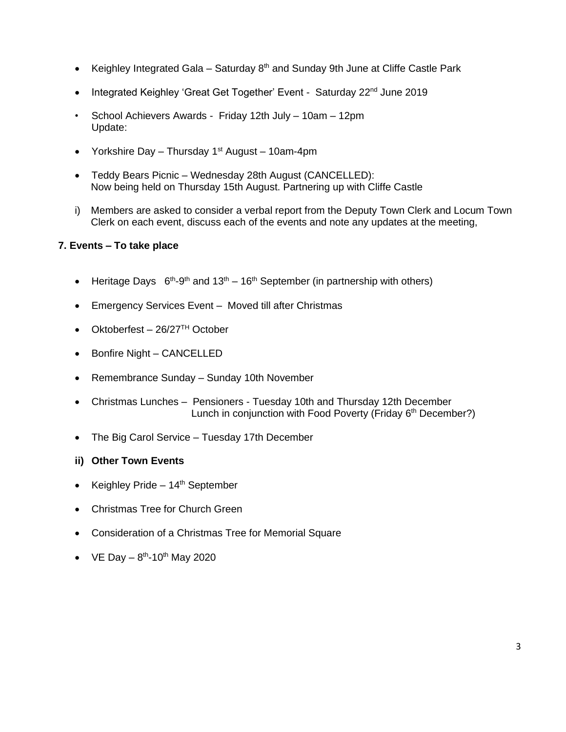- Keighley Integrated Gala – Saturday 8th and Sunday 9th June at Cliffe Castle Park
- Integrated Keighley 'Great Get Together' Event - Saturday 22nd June 2019
- School Achievers Awards - Friday 12th July – 10am – 12pm
  Update:
- Yorkshire Day – Thursday 1st August – 10am-4pm
- Teddy Bears Picnic – Wednesday 28th August (CANCELLED):
  Now being held on Thursday 15th August. Partnering up with Cliffe Castle

i) Members are asked to consider a verbal report from the Deputy Town Clerk and Locum Town Clerk on each event, discuss each of the events and note any updates at the meeting,

**7. Events – To take place**

- Heritage Days 6th-9th and 13th – 16th September (in partnership with others)
- Emergency Services Event – Moved till after Christmas
- Oktoberfest – 26/27TH October
- Bonfire Night – CANCELLED
- Remembrance Sunday – Sunday 10th November
- Christmas Lunches – Pensioners - Tuesday 10th and Thursday 12th December
  Lunch in conjunction with Food Poverty (Friday 6th December?)
- The Big Carol Service – Tuesday 17th December

**ii) Other Town Events**

- Keighley Pride – 14th September
- Christmas Tree for Church Green
- Consideration of a Christmas Tree for Memorial Square
- VE Day – 8th-10th May 2020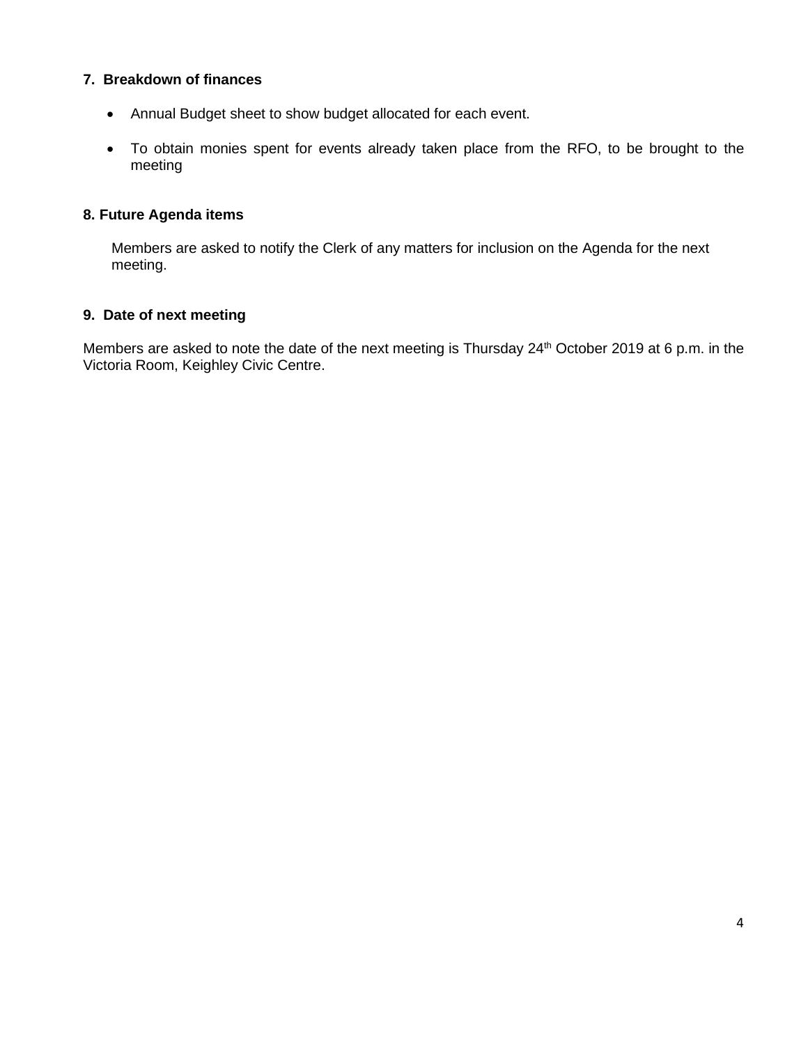### 7. Breakdown of finances

- Annual Budget sheet to show budget allocated for each event.
- To obtain monies spent for events already taken place from the RFO, to be brought to the meeting

### 8. Future Agenda items

Members are asked to notify the Clerk of any matters for inclusion on the Agenda for the next meeting.

### 9. Date of next meeting

Members are asked to note the date of the next meeting is Thursday 24th October 2019 at 6 p.m. in the Victoria Room, Keighley Civic Centre.